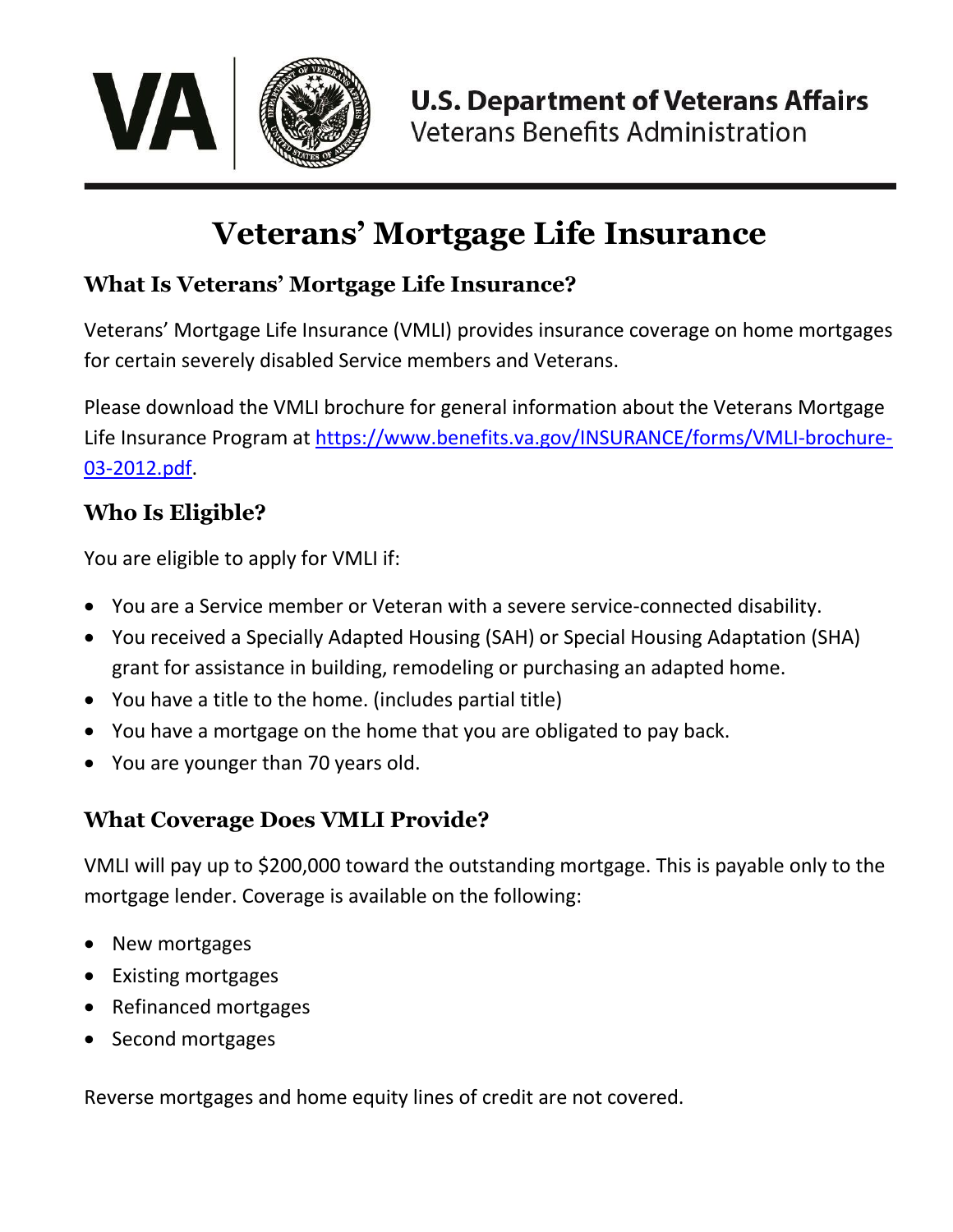U.S. Department of Veterans Affairs
Veterans Benefits Administration

# Veterans' Mortgage Life Insurance

## What Is Veterans' Mortgage Life Insurance?

Veterans' Mortgage Life Insurance (VMLI) provides insurance coverage on home mortgages for certain severely disabled Service members and Veterans.

Please download the VMLI brochure for general information about the Veterans Mortgage Life Insurance Program at [https://www.benefits.va.gov/INSURANCE/forms/VMLI-brochure-03-2012.pdf](https://www.benefits.va.gov/INSURANCE/forms/VMLI-brochure-03-2012.pdf).

## Who Is Eligible?

You are eligible to apply for VMLI if:

- You are a Service member or Veteran with a severe service-connected disability.
- You received a Specially Adapted Housing (SAH) or Special Housing Adaptation (SHA) grant for assistance in building, remodeling or purchasing an adapted home.
- You have a title to the home. (includes partial title)
- You have a mortgage on the home that you are obligated to pay back.
- You are younger than 70 years old.

## What Coverage Does VMLI Provide?

VMLI will pay up to $200,000 toward the outstanding mortgage. This is payable only to the mortgage lender. Coverage is available on the following:

- New mortgages
- Existing mortgages
- Refinanced mortgages
- Second mortgages

Reverse mortgages and home equity lines of credit are not covered.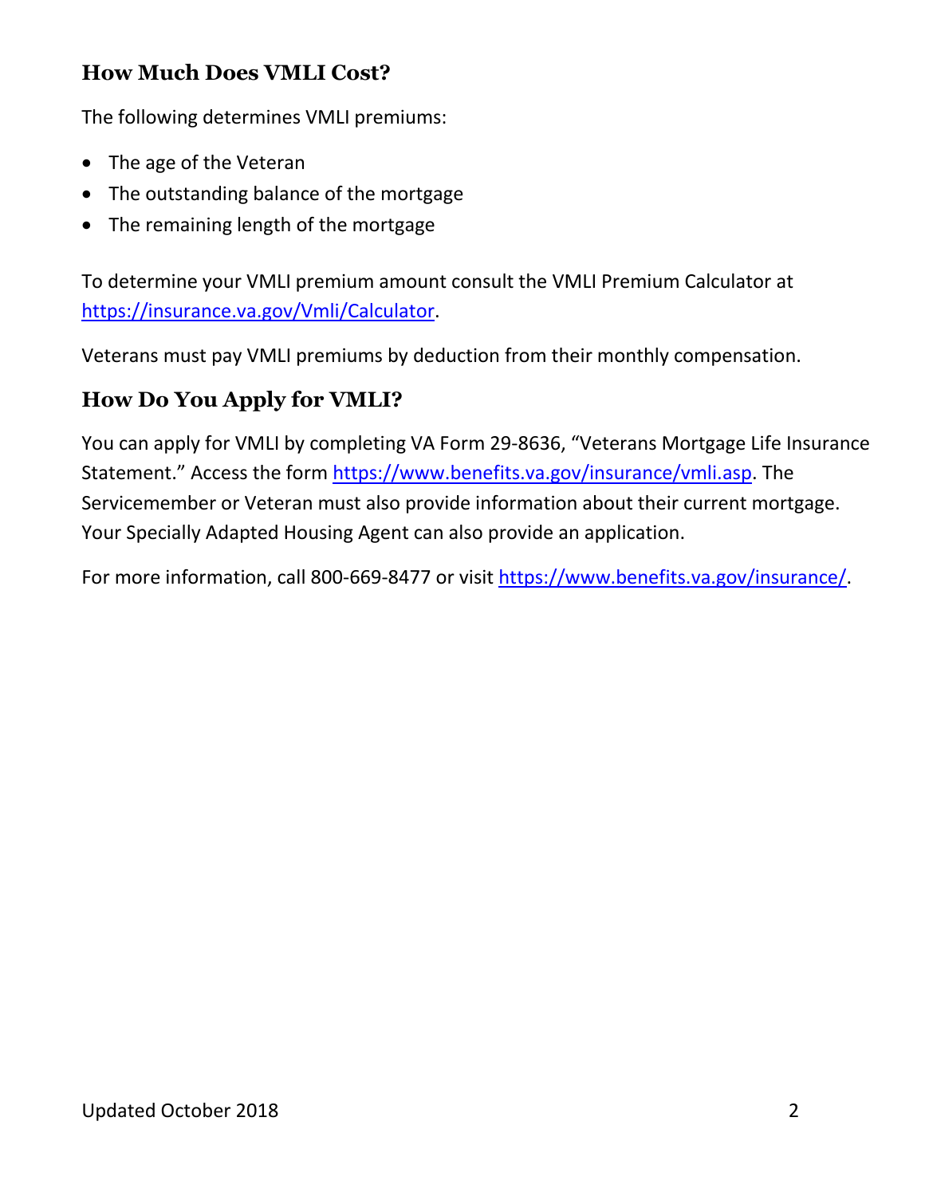## How Much Does VMLI Cost?

The following determines VMLI premiums:

- The age of the Veteran
- The outstanding balance of the mortgage
- The remaining length of the mortgage

To determine your VMLI premium amount consult the VMLI Premium Calculator at https://insurance.va.gov/Vmli/Calculator.

Veterans must pay VMLI premiums by deduction from their monthly compensation.

## How Do You Apply for VMLI?

You can apply for VMLI by completing VA Form 29-8636, "Veterans Mortgage Life Insurance Statement." Access the form https://www.benefits.va.gov/insurance/vmli.asp. The Servicemember or Veteran must also provide information about their current mortgage. Your Specially Adapted Housing Agent can also provide an application.

For more information, call 800-669-8477 or visit https://www.benefits.va.gov/insurance/.

Updated October 2018